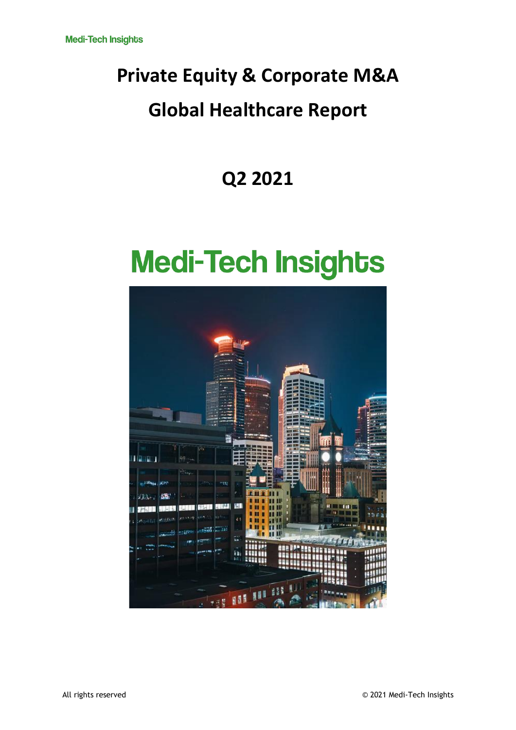Medi-Tech Insights

# Private Equity & Corporate M&A

# Global Healthcare Report

## Q2 2021

Medi-Tech Insights

All rights reserved

© 2021 Medi-Tech Insights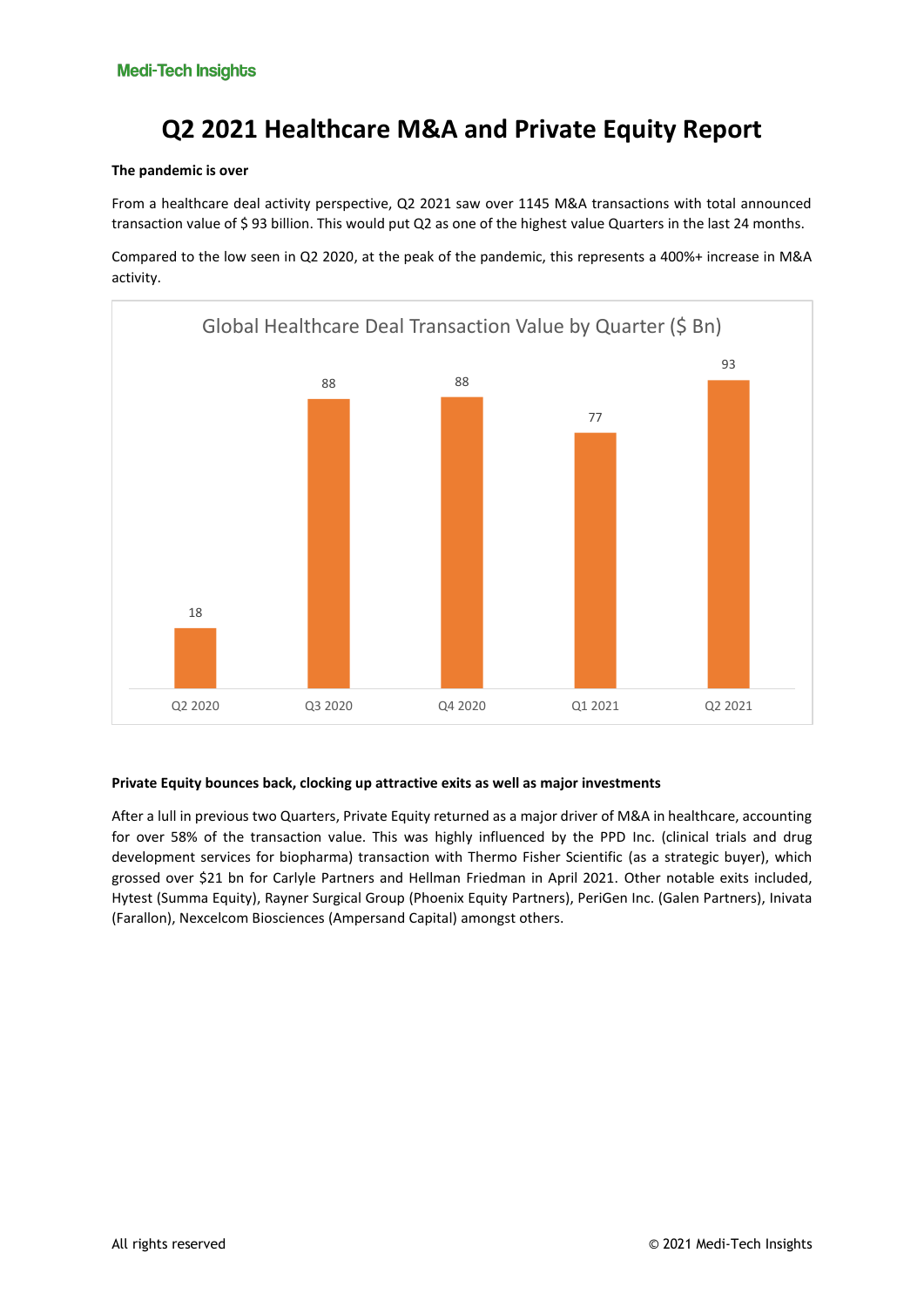# Q2 2021 Healthcare M&A and Private Equity Report

**The pandemic is over**

From a healthcare deal activity perspective, Q2 2021 saw over 1145 M&A transactions with total announced transaction value of $ 93 billion. This would put Q2 as one of the highest value Quarters in the last 24 months.

Compared to the low seen in Q2 2020, at the peak of the pandemic, this represents a 400%+ increase in M&A activity.

Global Healthcare Deal Transaction Value by Quarter ($ Bn)

| Quarter | Q2 2020 | Q3 2020 | Q4 2020 | Q1 2021 | Q2 2021 |
|---|---|---|---|---|---|
| Value ($ Bn) | 18 | 88 | 88 | 77 | 93 |

**Private Equity bounces back, clocking up attractive exits as well as major investments**

After a lull in previous two Quarters, Private Equity returned as a major driver of M&A in healthcare, accounting for over 58% of the transaction value. This was highly influenced by the PPD Inc. (clinical trials and drug development services for biopharma) transaction with Thermo Fisher Scientific (as a strategic buyer), which grossed over $21 bn for Carlyle Partners and Hellman Friedman in April 2021. Other notable exits included, Hytest (Summa Equity), Rayner Surgical Group (Phoenix Equity Partners), PeriGen Inc. (Galen Partners), Inivata (Farallon), Nexcelcom Biosciences (Ampersand Capital) amongst others.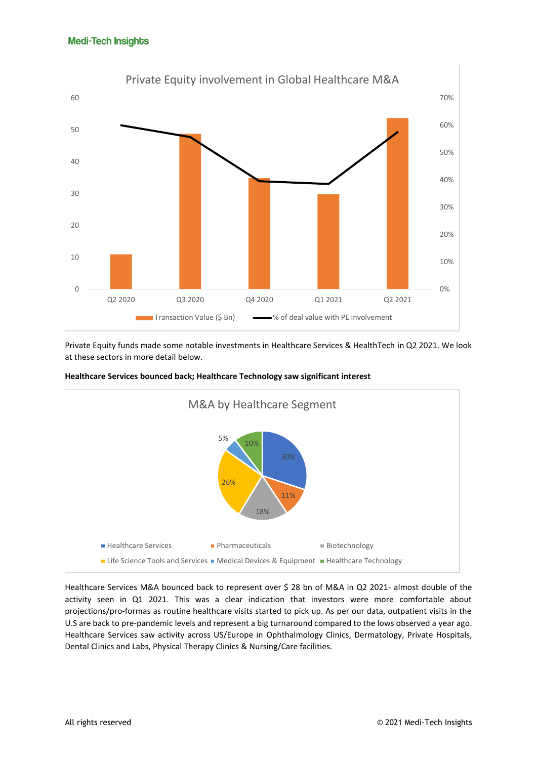Private Equity involvement in Global Healthcare M&A

60
50
40
30
20
10
0

70%
60%
50%
40%
30%
20%
10%
0%

Q2 2020
Q3 2020
Q4 2020
Q1 2021
Q2 2021

Transaction Value ($ Bn)
% of deal value with PE involvement

Private Equity funds made some notable investments in Healthcare Services & HealthTech in Q2 2021. We look at these sectors in more detail below.

**Healthcare Services bounced back; Healthcare Technology saw significant interest**

M&A by Healthcare Segment

30%
11%
18%
26%
5%
10%

Healthcare Services
Pharmaceuticals
Biotechnology
Life Science Tools and Services
Medical Devices & Equipment
Healthcare Technology

Healthcare Services M&A bounced back to represent over $ 28 bn of M&A in Q2 2021- almost double of the activity seen in Q1 2021. This was a clear indication that investors were more comfortable about projections/pro-formas as routine healthcare visits started to pick up. As per our data, outpatient visits in the U.S are back to pre-pandemic levels and represent a big turnaround compared to the lows observed a year ago. Healthcare Services saw activity across US/Europe in Ophthalmology Clinics, Dermatology, Private Hospitals, Dental Clinics and Labs, Physical Therapy Clinics & Nursing/Care facilities.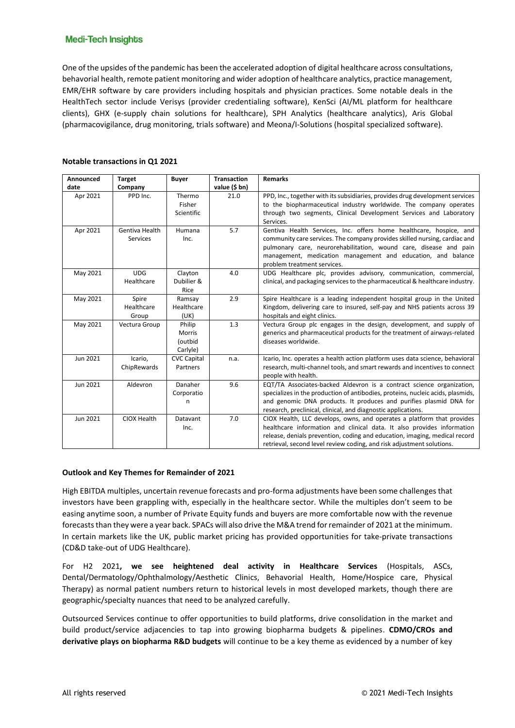One of the upsides of the pandemic has been the accelerated adoption of digital healthcare across consultations, behavorial health, remote patient monitoring and wider adoption of healthcare analytics, practice management, EMR/EHR software by care providers including hospitals and physician practices. Some notable deals in the HealthTech sector include Verisys (provider credentialing software), KenSci (AI/ML platform for healthcare clients), GHX (e-supply chain solutions for healthcare), SPH Analytics (healthcare analytics), Aris Global (pharmacovigilance, drug monitoring, trials software) and Meona/I-Solutions (hospital specialized software).

**Notable transactions in Q1 2021**

| Announced date | Target Company | Buyer | Transaction value ($ bn) | Remarks |
|---|---|---|---|---|
| Apr 2021 | PPD Inc. | Thermo Fisher Scientific | 21.0 | PPD, Inc., together with its subsidiaries, provides drug development services to the biopharmaceutical industry worldwide. The company operates through two segments, Clinical Development Services and Laboratory Services. |
| Apr 2021 | Gentiva Health Services | Humana Inc. | 5.7 | Gentiva Health Services, Inc. offers home healthcare, hospice, and community care services. The company provides skilled nursing, cardiac and pulmonary care, neurorehabilitation, wound care, disease and pain management, medication management and education, and balance problem treatment services. |
| May 2021 | UDG Healthcare | Clayton Dubilier & Rice | 4.0 | UDG Healthcare plc, provides advisory, communication, commercial, clinical, and packaging services to the pharmaceutical & healthcare industry. |
| May 2021 | Spire Healthcare Group | Ramsay Healthcare (UK) | 2.9 | Spire Healthcare is a leading independent hospital group in the United Kingdom, delivering care to insured, self-pay and NHS patients across 39 hospitals and eight clinics. |
| May 2021 | Vectura Group | Philip Morris (outbid Carlyle) | 1.3 | Vectura Group plc engages in the design, development, and supply of generics and pharmaceutical products for the treatment of airways-related diseases worldwide. |
| Jun 2021 | Icario, ChipRewards | CVC Capital Partners | n.a. | Icario, Inc. operates a health action platform uses data science, behavioral research, multi-channel tools, and smart rewards and incentives to connect people with health. |
| Jun 2021 | Aldevron | Danaher Corporation | 9.6 | EQT/TA Associates-backed Aldevron is a contract science organization, specializes in the production of antibodies, proteins, nucleic acids, plasmids, and genomic DNA products. It produces and purifies plasmid DNA for research, preclinical, clinical, and diagnostic applications. |
| Jun 2021 | CIOX Health | Datavant Inc. | 7.0 | CIOX Health, LLC develops, owns, and operates a platform that provides healthcare information and clinical data. It also provides information release, denials prevention, coding and education, imaging, medical record retrieval, second level review coding, and risk adjustment solutions. |

**Outlook and Key Themes for Remainder of 2021**

High EBITDA multiples, uncertain revenue forecasts and pro-forma adjustments have been some challenges that investors have been grappling with, especially in the healthcare sector. While the multiples don't seem to be easing anytime soon, a number of Private Equity funds and buyers are more comfortable now with the revenue forecasts than they were a year back. SPACs will also drive the M&A trend for remainder of 2021 at the minimum. In certain markets like the UK, public market pricing has provided opportunities for take-private transactions (CD&D take-out of UDG Healthcare).

For H2 2021**, we see heightened deal activity in Healthcare Services** (Hospitals, ASCs, Dental/Dermatology/Ophthalmology/Aesthetic Clinics, Behavorial Health, Home/Hospice care, Physical Therapy) as normal patient numbers return to historical levels in most developed markets, though there are geographic/specialty nuances that need to be analyzed carefully.

Outsourced Services continue to offer opportunities to build platforms, drive consolidation in the market and build product/service adjacencies to tap into growing biopharma budgets & pipelines. **CDMO/CROs and derivative plays on biopharma R&D budgets** will continue to be a key theme as evidenced by a number of key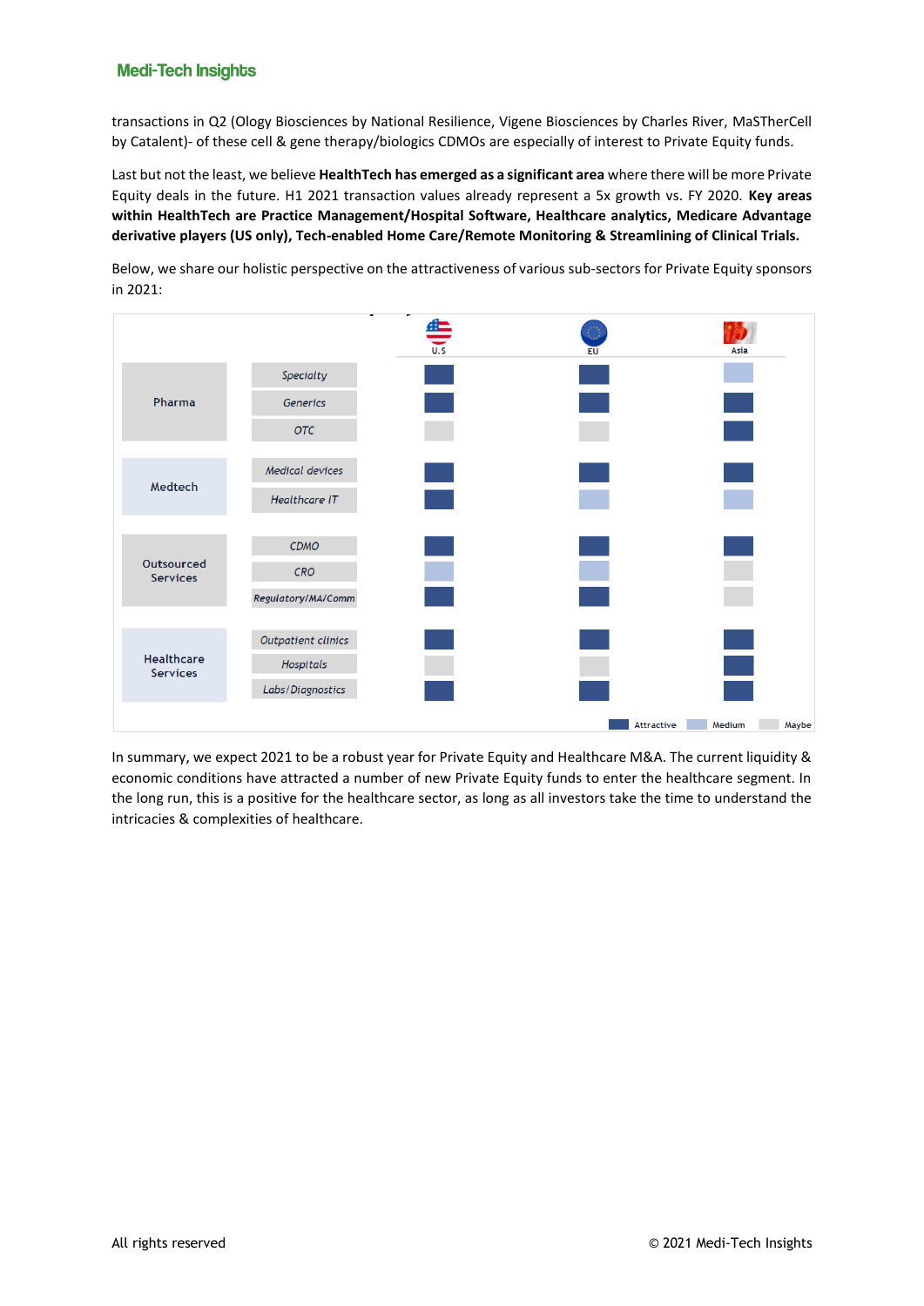transactions in Q2 (Ology Biosciences by National Resilience, Vigene Biosciences by Charles River, MaSTherCell by Catalent)- of these cell & gene therapy/biologics CDMOs are especially of interest to Private Equity funds.

Last but not the least, we believe **HealthTech has emerged as a significant area** where there will be more Private Equity deals in the future. H1 2021 transaction values already represent a 5x growth vs. FY 2020. **Key areas within HealthTech are Practice Management/Hospital Software, Healthcare analytics, Medicare Advantage derivative players (US only), Tech-enabled Home Care/Remote Monitoring & Streamlining of Clinical Trials.**

Below, we share our holistic perspective on the attractiveness of various sub-sectors for Private Equity sponsors in 2021:

U.S
EU
Asia

Pharma
Specialty
Generics
OTC

Medtech
Medical devices
Healthcare IT

Outsourced Services
CDMO
CRO
Regulatory/MA/Comm

Healthcare Services
Outpatient clinics
Hospitals
Labs/Diagnostics

Attractive
Medium
Maybe

In summary, we expect 2021 to be a robust year for Private Equity and Healthcare M&A. The current liquidity & economic conditions have attracted a number of new Private Equity funds to enter the healthcare segment. In the long run, this is a positive for the healthcare sector, as long as all investors take the time to understand the intricacies & complexities of healthcare.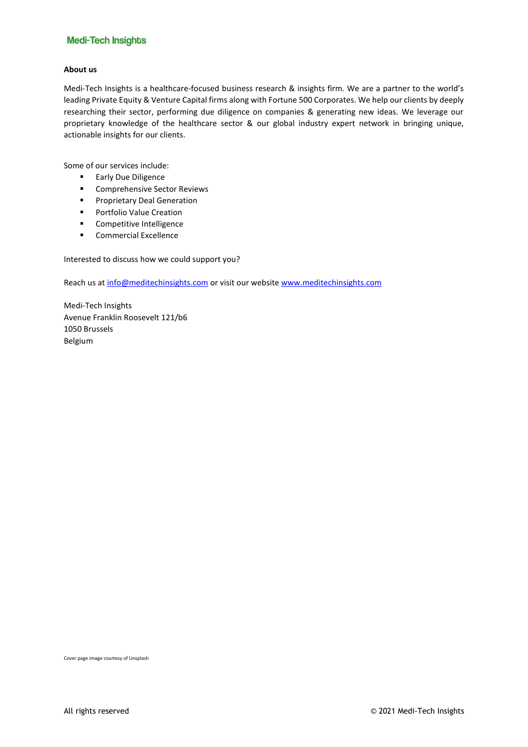**Medi-Tech Insights**

**About us**

Medi-Tech Insights is a healthcare-focused business research & insights firm. We are a partner to the world's leading Private Equity & Venture Capital firms along with Fortune 500 Corporates. We help our clients by deeply researching their sector, performing due diligence on companies & generating new ideas. We leverage our proprietary knowledge of the healthcare sector & our global industry expert network in bringing unique, actionable insights for our clients.

Some of our services include:

- Early Due Diligence
- Comprehensive Sector Reviews
- Proprietary Deal Generation
- Portfolio Value Creation
- Competitive Intelligence
- Commercial Excellence

Interested to discuss how we could support you?

Reach us at info@meditechinsights.com or visit our website www.meditechinsights.com

Medi-Tech Insights
Avenue Franklin Roosevelt 121/b6
1050 Brussels
Belgium

Cover page image courtesy of Unsplash

All rights reserved © 2021 Medi-Tech Insights